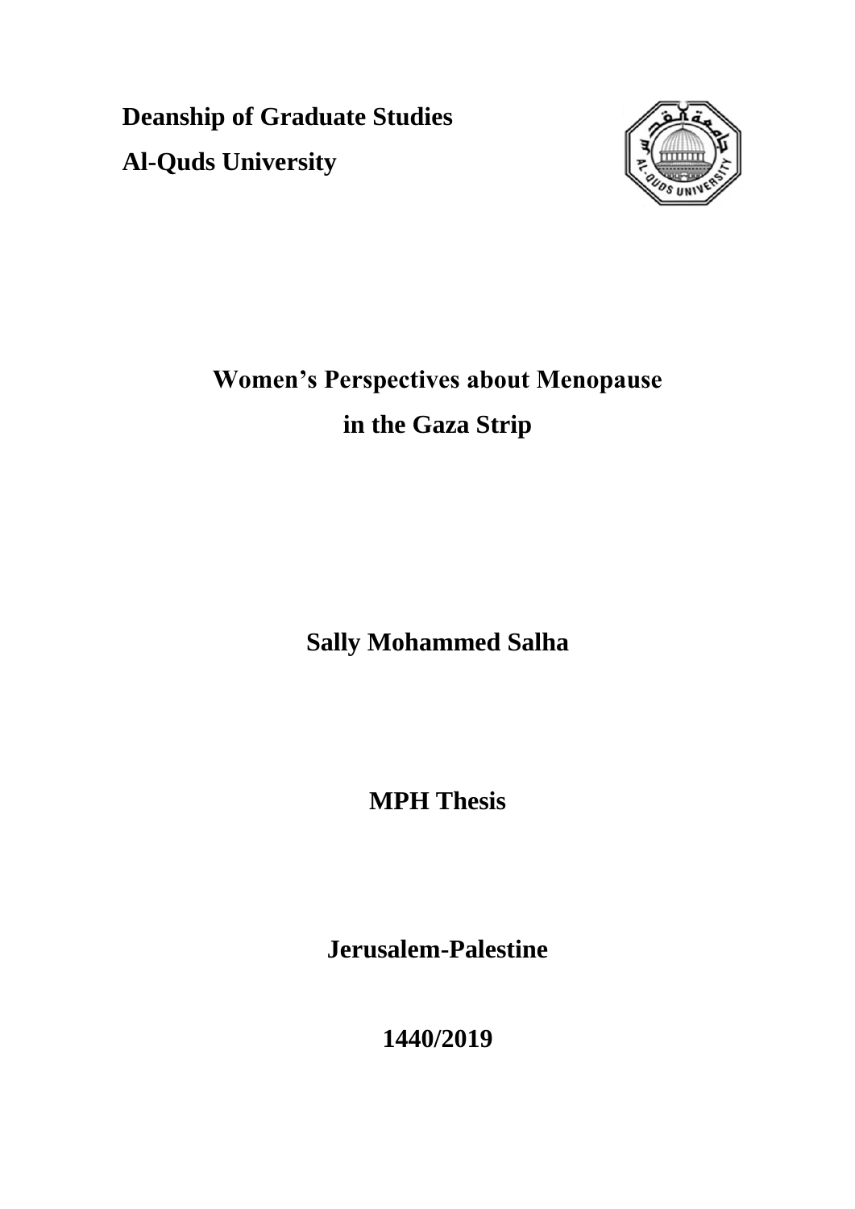**Deanship of Graduate Studies**

**Al-Quds University**

# Women's Perspectives about Menopause in the Gaza Strip

**Sally Mohammed Salha**

**MPH Thesis**

**Jerusalem-Palestine**

**1440/2019**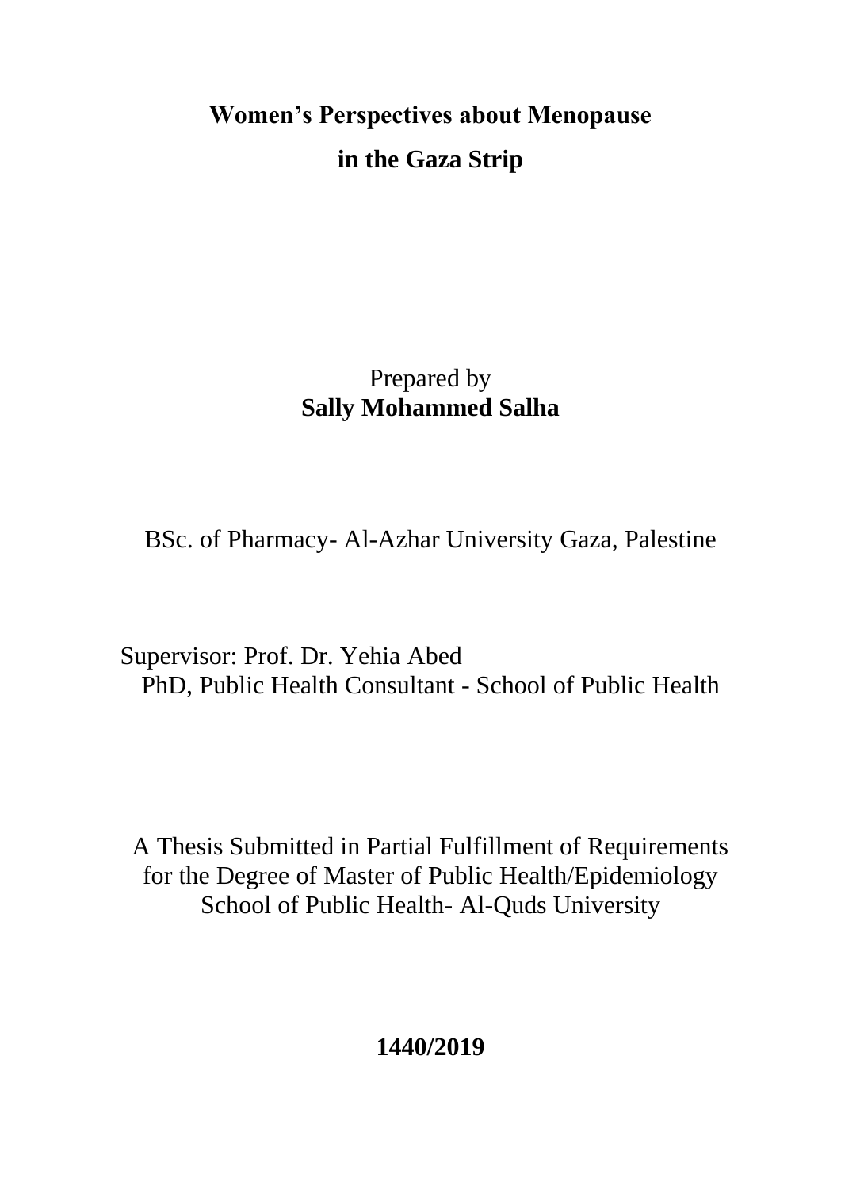# Women's Perspectives about Menopause in the Gaza Strip

Prepared by

**Sally Mohammed Salha**

BSc. of Pharmacy- Al-Azhar University Gaza, Palestine

Supervisor: Prof. Dr. Yehia Abed
PhD, Public Health Consultant - School of Public Health

A Thesis Submitted in Partial Fulfillment of Requirements for the Degree of Master of Public Health/Epidemiology
School of Public Health- Al-Quds University

**1440/2019**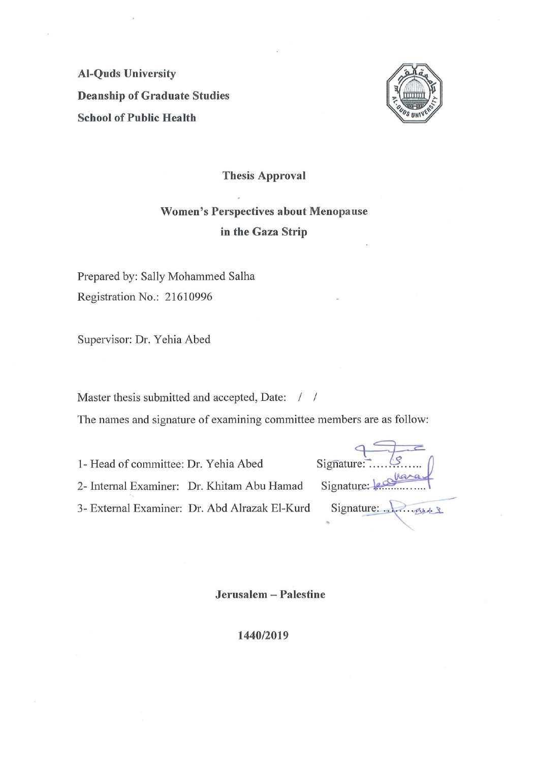**Al-Quds University**

**Deanship of Graduate Studies**

**School of Public Health**

## Thesis Approval

## Women's Perspectives about Menopause in the Gaza Strip

Prepared by: Sally Mohammed Salha

Registration No.: 21610996

Supervisor: Dr. Yehia Abed

Master thesis submitted and accepted, Date: / /

The names and signature of examining committee members are as follow:

1- Head of committee: Dr. Yehia Abed Signature: ……………

2- Internal Examiner: Dr. Khitam Abu Hamad Signature: ……………

3- External Examiner: Dr. Abd Alrazak El-Kurd Signature: ……………

**Jerusalem – Palestine**

**1440/2019**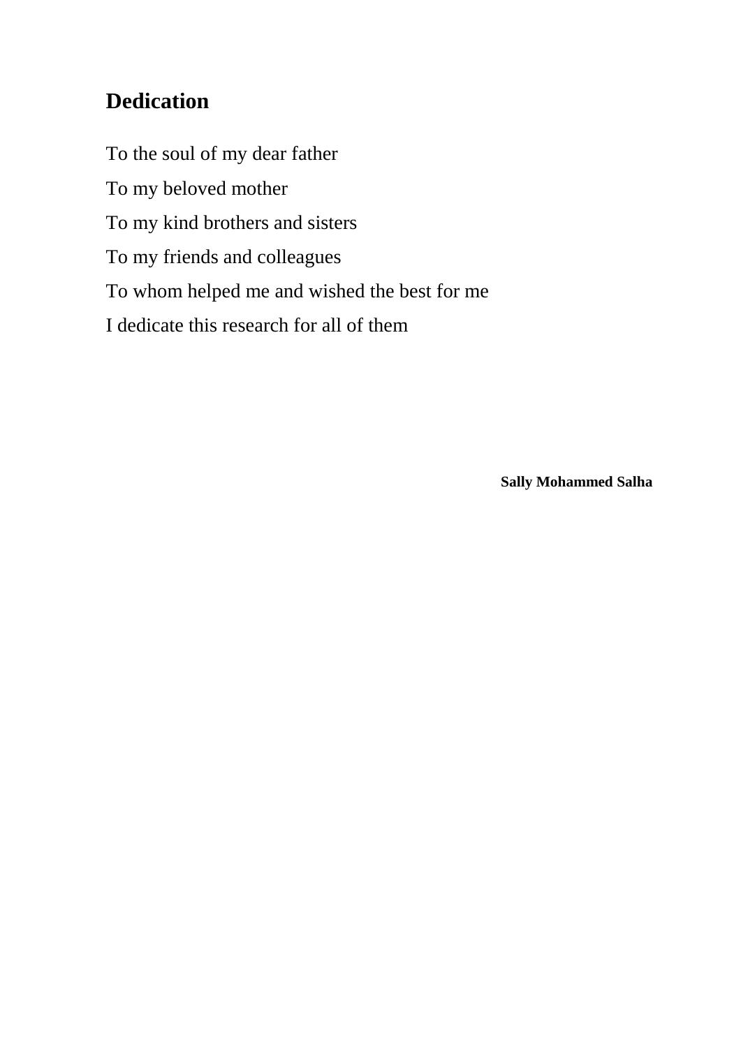## Dedication

To the soul of my dear father

To my beloved mother

To my kind brothers and sisters

To my friends and colleagues

To whom helped me and wished the best for me

I dedicate this research for all of them

**Sally Mohammed Salha**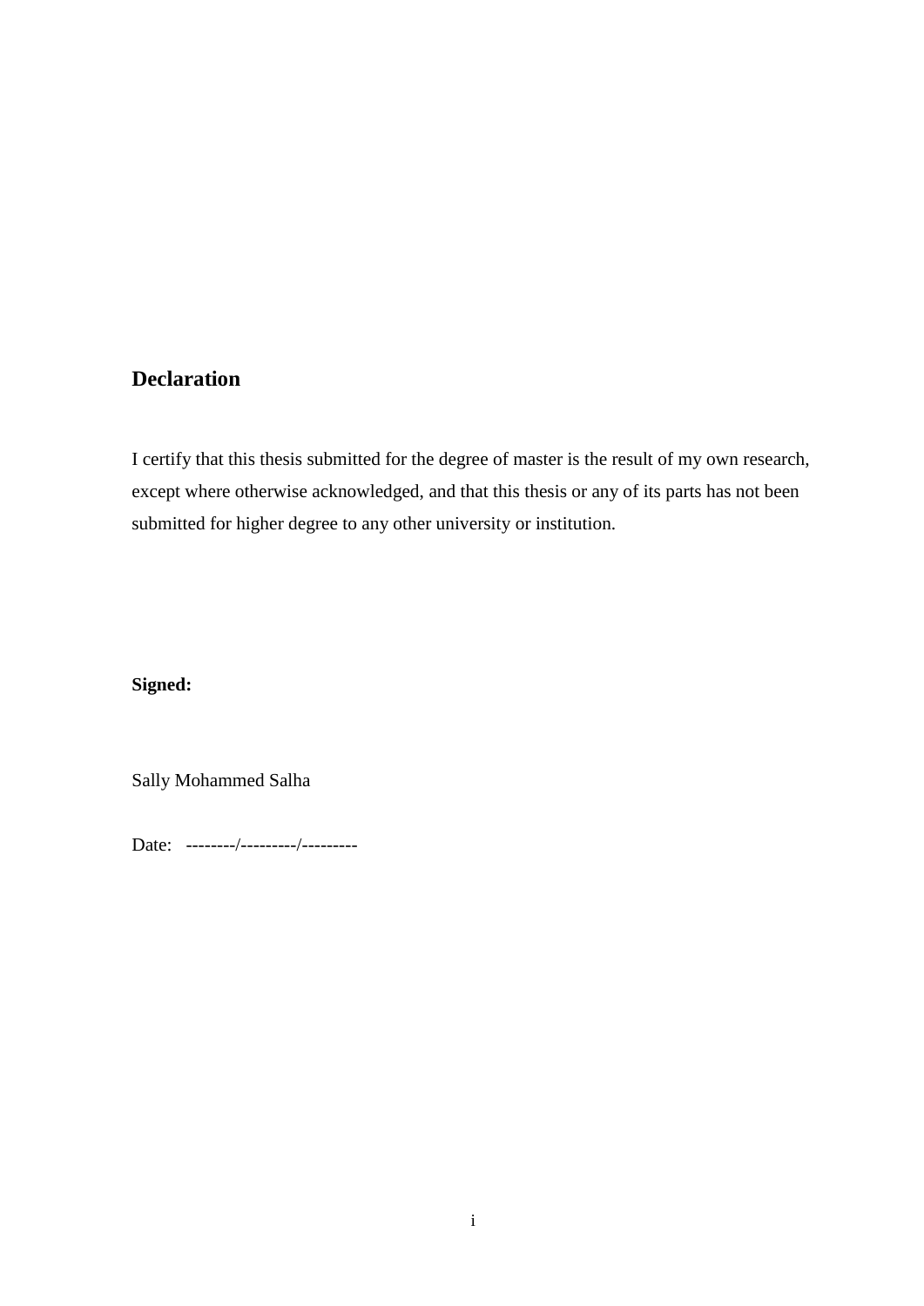## Declaration

I certify that this thesis submitted for the degree of master is the result of my own research, except where otherwise acknowledged, and that this thesis or any of its parts has not been submitted for higher degree to any other university or institution.

**Signed:**

Sally Mohammed Salha

Date: --------/---------/---------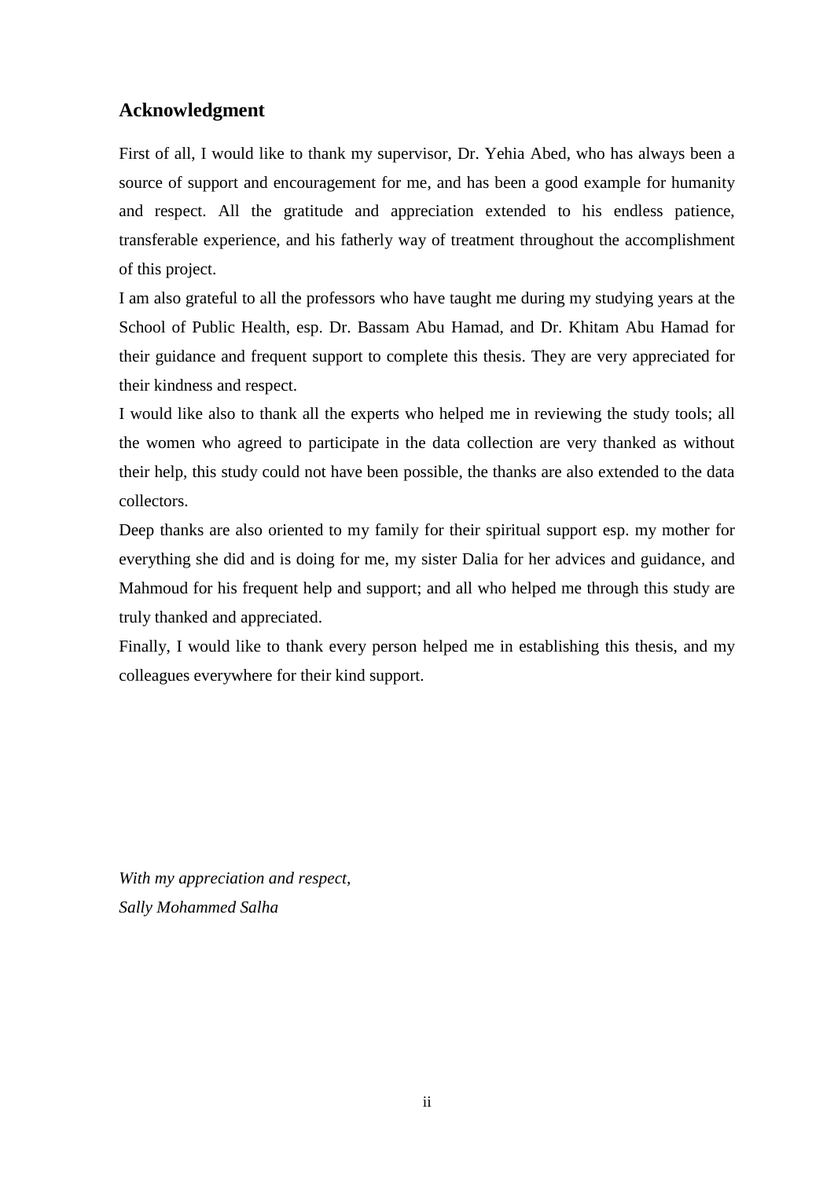## Acknowledgment

First of all, I would like to thank my supervisor, Dr. Yehia Abed, who has always been a source of support and encouragement for me, and has been a good example for humanity and respect. All the gratitude and appreciation extended to his endless patience, transferable experience, and his fatherly way of treatment throughout the accomplishment of this project.

I am also grateful to all the professors who have taught me during my studying years at the School of Public Health, esp. Dr. Bassam Abu Hamad, and Dr. Khitam Abu Hamad for their guidance and frequent support to complete this thesis. They are very appreciated for their kindness and respect.

I would like also to thank all the experts who helped me in reviewing the study tools; all the women who agreed to participate in the data collection are very thanked as without their help, this study could not have been possible, the thanks are also extended to the data collectors.

Deep thanks are also oriented to my family for their spiritual support esp. my mother for everything she did and is doing for me, my sister Dalia for her advices and guidance, and Mahmoud for his frequent help and support; and all who helped me through this study are truly thanked and appreciated.

Finally, I would like to thank every person helped me in establishing this thesis, and my colleagues everywhere for their kind support.

*With my appreciation and respect,*
*Sally Mohammed Salha*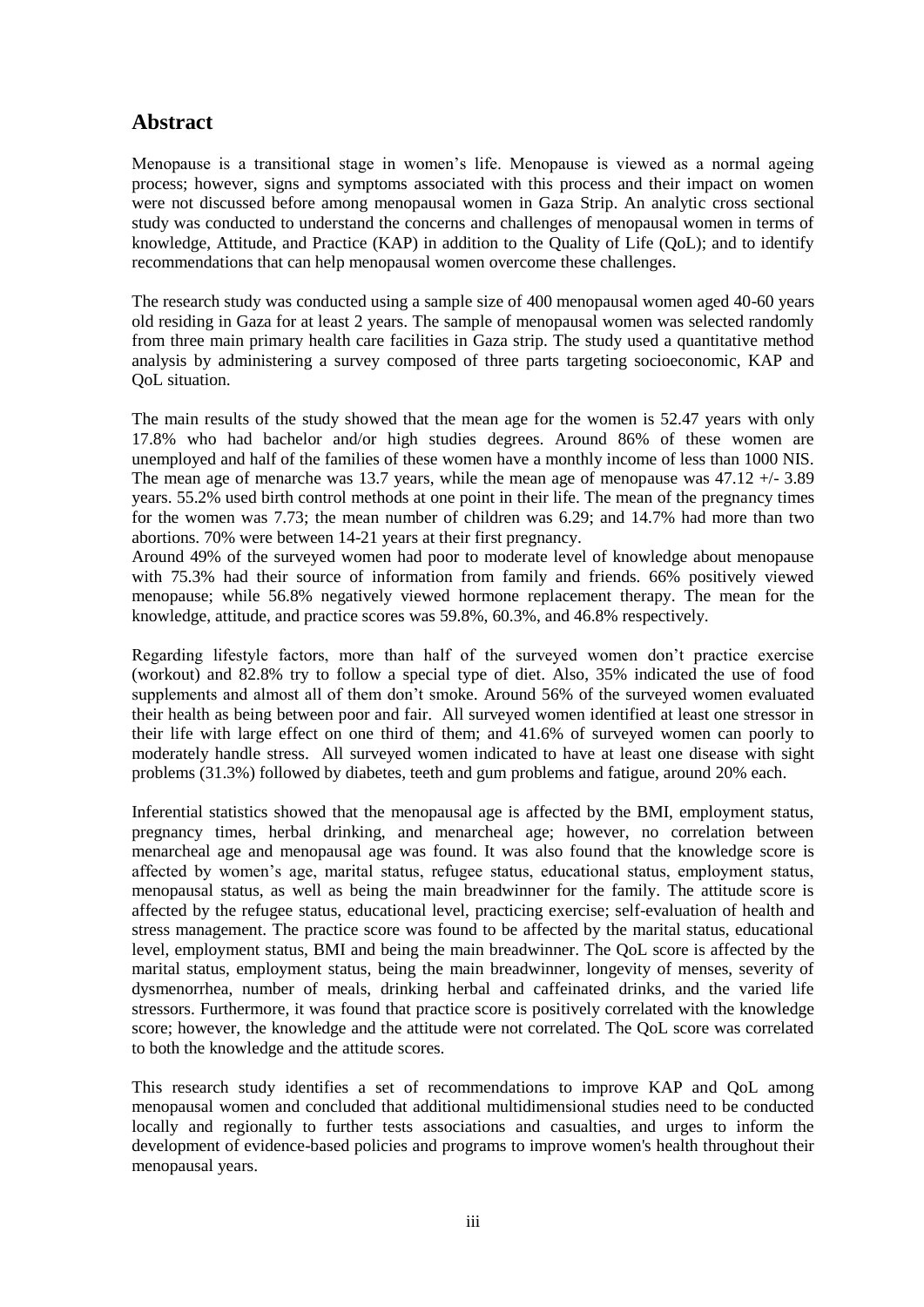## Abstract

Menopause is a transitional stage in women's life. Menopause is viewed as a normal ageing process; however, signs and symptoms associated with this process and their impact on women were not discussed before among menopausal women in Gaza Strip. An analytic cross sectional study was conducted to understand the concerns and challenges of menopausal women in terms of knowledge, Attitude, and Practice (KAP) in addition to the Quality of Life (QoL); and to identify recommendations that can help menopausal women overcome these challenges.

The research study was conducted using a sample size of 400 menopausal women aged 40-60 years old residing in Gaza for at least 2 years. The sample of menopausal women was selected randomly from three main primary health care facilities in Gaza strip. The study used a quantitative method analysis by administering a survey composed of three parts targeting socioeconomic, KAP and QoL situation.

The main results of the study showed that the mean age for the women is 52.47 years with only 17.8% who had bachelor and/or high studies degrees. Around 86% of these women are unemployed and half of the families of these women have a monthly income of less than 1000 NIS. The mean age of menarche was 13.7 years, while the mean age of menopause was 47.12 +/- 3.89 years. 55.2% used birth control methods at one point in their life. The mean of the pregnancy times for the women was 7.73; the mean number of children was 6.29; and 14.7% had more than two abortions. 70% were between 14-21 years at their first pregnancy.

Around 49% of the surveyed women had poor to moderate level of knowledge about menopause with 75.3% had their source of information from family and friends. 66% positively viewed menopause; while 56.8% negatively viewed hormone replacement therapy. The mean for the knowledge, attitude, and practice scores was 59.8%, 60.3%, and 46.8% respectively.

Regarding lifestyle factors, more than half of the surveyed women don't practice exercise (workout) and 82.8% try to follow a special type of diet. Also, 35% indicated the use of food supplements and almost all of them don't smoke. Around 56% of the surveyed women evaluated their health as being between poor and fair. All surveyed women identified at least one stressor in their life with large effect on one third of them; and 41.6% of surveyed women can poorly to moderately handle stress. All surveyed women indicated to have at least one disease with sight problems (31.3%) followed by diabetes, teeth and gum problems and fatigue, around 20% each.

Inferential statistics showed that the menopausal age is affected by the BMI, employment status, pregnancy times, herbal drinking, and menarcheal age; however, no correlation between menarcheal age and menopausal age was found. It was also found that the knowledge score is affected by women's age, marital status, refugee status, educational status, employment status, menopausal status, as well as being the main breadwinner for the family. The attitude score is affected by the refugee status, educational level, practicing exercise; self-evaluation of health and stress management. The practice score was found to be affected by the marital status, educational level, employment status, BMI and being the main breadwinner. The QoL score is affected by the marital status, employment status, being the main breadwinner, longevity of menses, severity of dysmenorrhea, number of meals, drinking herbal and caffeinated drinks, and the varied life stressors. Furthermore, it was found that practice score is positively correlated with the knowledge score; however, the knowledge and the attitude were not correlated. The QoL score was correlated to both the knowledge and the attitude scores.

This research study identifies a set of recommendations to improve KAP and QoL among menopausal women and concluded that additional multidimensional studies need to be conducted locally and regionally to further tests associations and casualties, and urges to inform the development of evidence-based policies and programs to improve women's health throughout their menopausal years.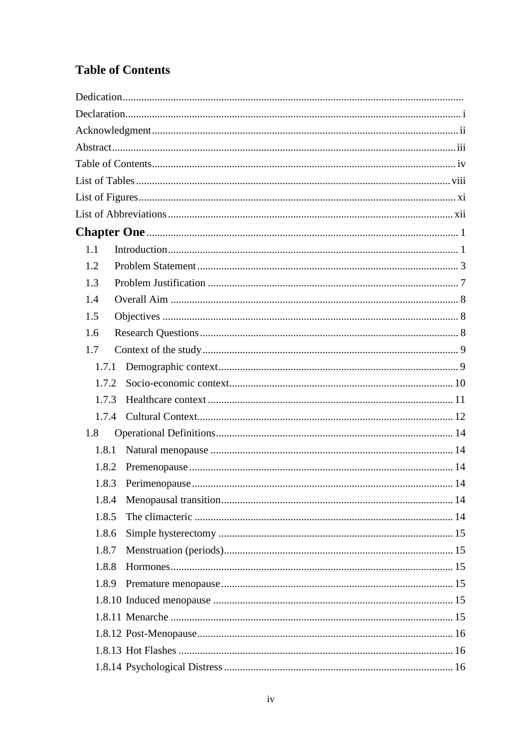# Table of Contents

Dedication

Declaration ..... i

Acknowledgment ..... ii

Abstract ..... iii

Table of Contents ..... iv

List of Tables ..... viii

List of Figures ..... xi

List of Abbreviations ..... xii

**Chapter One** ..... 1

- 1.1 Introduction ..... 1
- 1.2 Problem Statement ..... 3
- 1.3 Problem Justification ..... 7
- 1.4 Overall Aim ..... 8
- 1.5 Objectives ..... 8
- 1.6 Research Questions ..... 8
- 1.7 Context of the study ..... 9
  - 1.7.1 Demographic context ..... 9
  - 1.7.2 Socio-economic context ..... 10
  - 1.7.3 Healthcare context ..... 11
  - 1.7.4 Cultural Context ..... 12
- 1.8 Operational Definitions ..... 14
  - 1.8.1 Natural menopause ..... 14
  - 1.8.2 Premenopause ..... 14
  - 1.8.3 Perimenopause ..... 14
  - 1.8.4 Menopausal transition ..... 14
  - 1.8.5 The climacteric ..... 14
  - 1.8.6 Simple hysterectomy ..... 15
  - 1.8.7 Menstruation (periods) ..... 15
  - 1.8.8 Hormones ..... 15
  - 1.8.9 Premature menopause ..... 15
  - 1.8.10 Induced menopause ..... 15
  - 1.8.11 Menarche ..... 15
  - 1.8.12 Post-Menopause ..... 16
  - 1.8.13 Hot Flashes ..... 16
  - 1.8.14 Psychological Distress ..... 16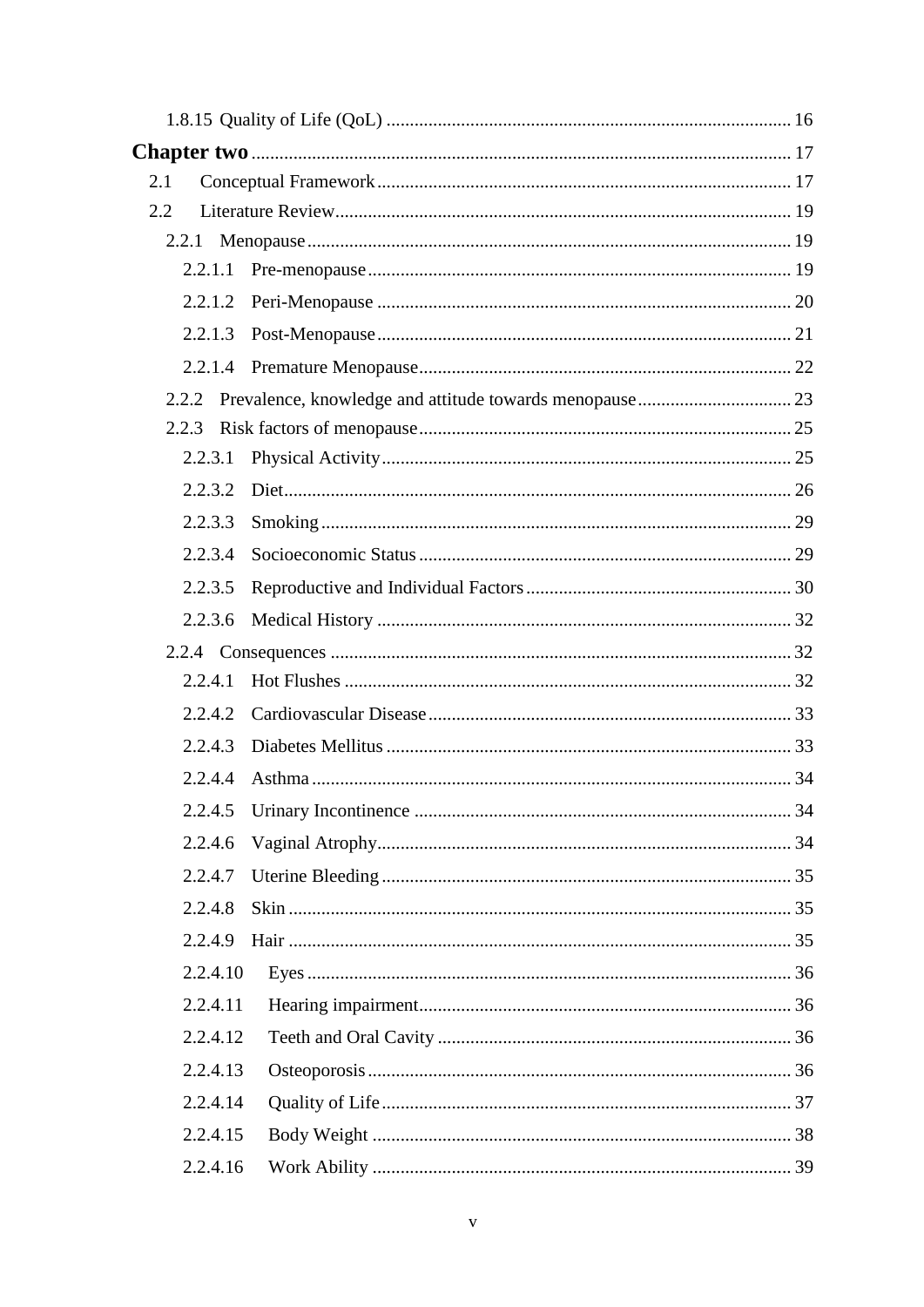1.8.15 Quality of Life (QoL) ........................................................................................ 16

**Chapter two** ........................................................................................................ 17

2.1 Conceptual Framework ........................................................................................ 17

2.2 Literature Review ................................................................................................ 19

2.2.1 Menopause ...................................................................................................... 19

2.2.1.1 Pre-menopause ............................................................................................. 19

2.2.1.2 Peri-Menopause ........................................................................................... 20

2.2.1.3 Post-Menopause .......................................................................................... 21

2.2.1.4 Premature Menopause ................................................................................. 22

2.2.2 Prevalence, knowledge and attitude towards menopause ................................ 23

2.2.3 Risk factors of menopause ............................................................................... 25

2.2.3.1 Physical Activity .......................................................................................... 25

2.2.3.2 Diet ............................................................................................................... 26

2.2.3.3 Smoking ....................................................................................................... 29

2.2.3.4 Socioeconomic Status ................................................................................. 29

2.2.3.5 Reproductive and Individual Factors ........................................................... 30

2.2.3.6 Medical History ........................................................................................... 32

2.2.4 Consequences .................................................................................................. 32

2.2.4.1 Hot Flushes .................................................................................................. 32

2.2.4.2 Cardiovascular Disease ............................................................................... 33

2.2.4.3 Diabetes Mellitus ......................................................................................... 33

2.2.4.4 Asthma ......................................................................................................... 34

2.2.4.5 Urinary Incontinence ................................................................................... 34

2.2.4.6 Vaginal Atrophy ........................................................................................... 34

2.2.4.7 Uterine Bleeding .......................................................................................... 35

2.2.4.8 Skin .............................................................................................................. 35

2.2.4.9 Hair .............................................................................................................. 35

2.2.4.10 Eyes ............................................................................................................ 36

2.2.4.11 Hearing impairment .................................................................................... 36

2.2.4.12 Teeth and Oral Cavity ................................................................................ 36

2.2.4.13 Osteoporosis ............................................................................................... 36

2.2.4.14 Quality of Life ............................................................................................ 37

2.2.4.15 Body Weight ............................................................................................... 38

2.2.4.16 Work Ability ............................................................................................... 39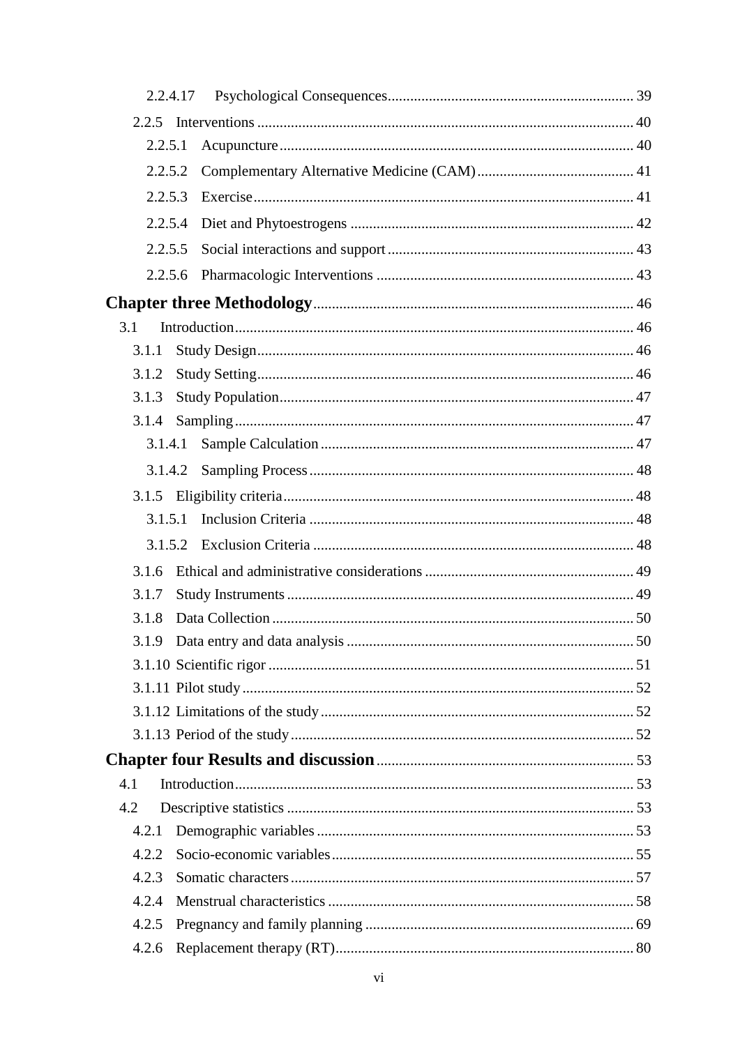2.2.4.17 Psychological Consequences ............ 39

2.2.5 Interventions ............ 40

2.2.5.1 Acupuncture ............ 40

2.2.5.2 Complementary Alternative Medicine (CAM) ............ 41

2.2.5.3 Exercise ............ 41

2.2.5.4 Diet and Phytoestrogens ............ 42

2.2.5.5 Social interactions and support ............ 43

2.2.5.6 Pharmacologic Interventions ............ 43

**Chapter three Methodology** ............ 46

3.1 Introduction ............ 46

3.1.1 Study Design ............ 46

3.1.2 Study Setting ............ 46

3.1.3 Study Population ............ 47

3.1.4 Sampling ............ 47

3.1.4.1 Sample Calculation ............ 47

3.1.4.2 Sampling Process ............ 48

3.1.5 Eligibility criteria ............ 48

3.1.5.1 Inclusion Criteria ............ 48

3.1.5.2 Exclusion Criteria ............ 48

3.1.6 Ethical and administrative considerations ............ 49

3.1.7 Study Instruments ............ 49

3.1.8 Data Collection ............ 50

3.1.9 Data entry and data analysis ............ 50

3.1.10 Scientific rigor ............ 51

3.1.11 Pilot study ............ 52

3.1.12 Limitations of the study ............ 52

3.1.13 Period of the study ............ 52

**Chapter four Results and discussion** ............ 53

4.1 Introduction ............ 53

4.2 Descriptive statistics ............ 53

4.2.1 Demographic variables ............ 53

4.2.2 Socio-economic variables ............ 55

4.2.3 Somatic characters ............ 57

4.2.4 Menstrual characteristics ............ 58

4.2.5 Pregnancy and family planning ............ 69

4.2.6 Replacement therapy (RT) ............ 80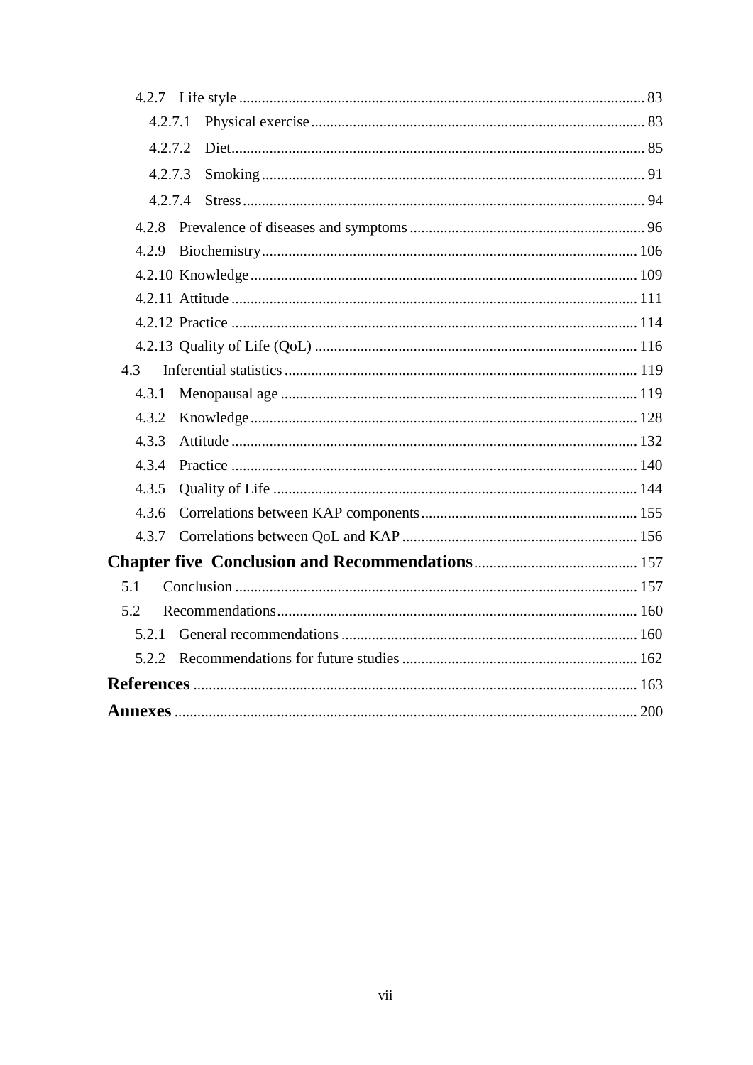4.2.7 Life style ........................................................................................................ 83

4.2.7.1 Physical exercise ..................................................................................... 83

4.2.7.2 Diet .......................................................................................................... 85

4.2.7.3 Smoking .................................................................................................. 91

4.2.7.4 Stress ....................................................................................................... 94

4.2.8 Prevalence of diseases and symptoms ............................................................ 96

4.2.9 Biochemistry ................................................................................................ 106

4.2.10 Knowledge .................................................................................................. 109

4.2.11 Attitude ....................................................................................................... 111

4.2.12 Practice ....................................................................................................... 114

4.2.13 Quality of Life (QoL) .................................................................................. 116

4.3 Inferential statistics ........................................................................................... 119

4.3.1 Menopausal age ........................................................................................... 119

4.3.2 Knowledge .................................................................................................. 128

4.3.3 Attitude ....................................................................................................... 132

4.3.4 Practice ....................................................................................................... 140

4.3.5 Quality of Life ............................................................................................. 144

4.3.6 Correlations between KAP components ....................................................... 155

4.3.7 Correlations between QoL and KAP ............................................................ 156

**Chapter five Conclusion and Recommendations** ........................................ 157

5.1 Conclusion ........................................................................................................ 157

5.2 Recommendations ............................................................................................. 160

5.2.1 General recommendations ........................................................................... 160

5.2.2 Recommendations for future studies ............................................................ 162

**References** ................................................................................................................. 163

**Annexes** ..................................................................................................................... 200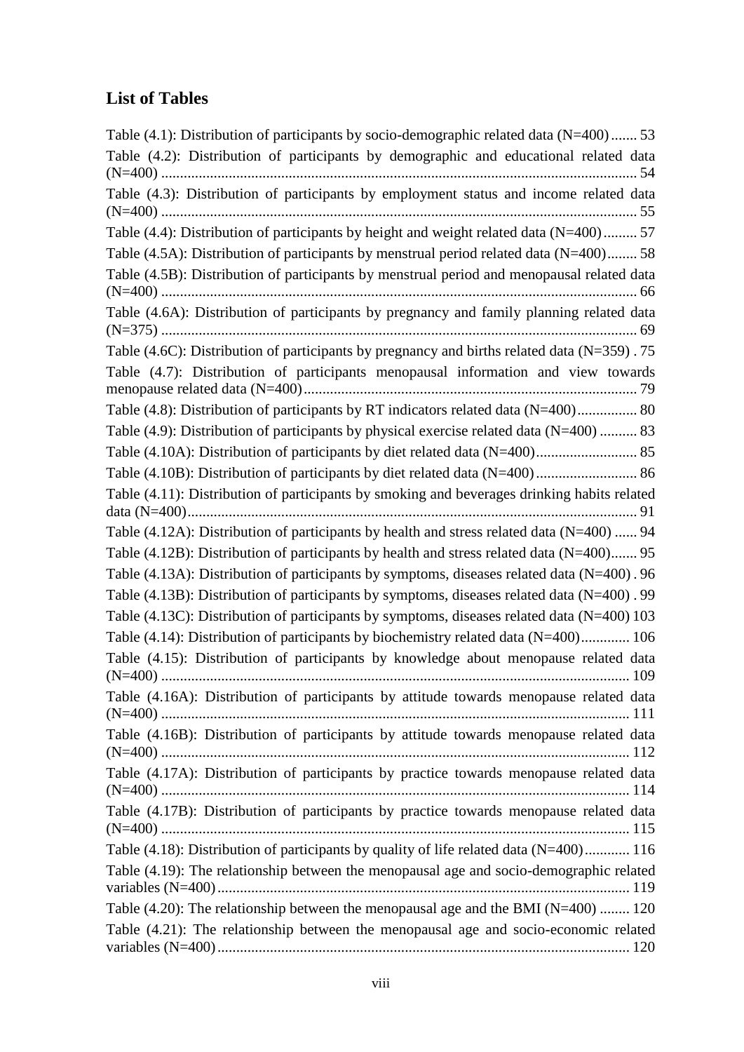## List of Tables

Table (4.1): Distribution of participants by socio-demographic related data (N=400) ....... 53

Table (4.2): Distribution of participants by demographic and educational related data (N=400) ............................................................................................................... 54

Table (4.3): Distribution of participants by employment status and income related data (N=400) ............................................................................................................... 55

Table (4.4): Distribution of participants by height and weight related data (N=400) ......... 57

Table (4.5A): Distribution of participants by menstrual period related data (N=400) ........ 58

Table (4.5B): Distribution of participants by menstrual period and menopausal related data (N=400) ............................................................................................................... 66

Table (4.6A): Distribution of participants by pregnancy and family planning related data (N=375) ............................................................................................................... 69

Table (4.6C): Distribution of participants by pregnancy and births related data (N=359) . 75

Table (4.7): Distribution of participants menopausal information and view towards menopause related data (N=400) ......................................................................................... 79

Table (4.8): Distribution of participants by RT indicators related data (N=400) ................ 80

Table (4.9): Distribution of participants by physical exercise related data (N=400) .......... 83

Table (4.10A): Distribution of participants by diet related data (N=400) ........................... 85

Table (4.10B): Distribution of participants by diet related data (N=400) ........................... 86

Table (4.11): Distribution of participants by smoking and beverages drinking habits related data (N=400) ....................................................................................................... 91

Table (4.12A): Distribution of participants by health and stress related data (N=400) ...... 94

Table (4.12B): Distribution of participants by health and stress related data (N=400) ....... 95

Table (4.13A): Distribution of participants by symptoms, diseases related data (N=400) . 96

Table (4.13B): Distribution of participants by symptoms, diseases related data (N=400) . 99

Table (4.13C): Distribution of participants by symptoms, diseases related data (N=400) 103

Table (4.14): Distribution of participants by biochemistry related data (N=400) ............. 106

Table (4.15): Distribution of participants by knowledge about menopause related data (N=400) ............................................................................................................. 109

Table (4.16A): Distribution of participants by attitude towards menopause related data (N=400) ............................................................................................................. 111

Table (4.16B): Distribution of participants by attitude towards menopause related data (N=400) ............................................................................................................. 112

Table (4.17A): Distribution of participants by practice towards menopause related data (N=400) ............................................................................................................. 114

Table (4.17B): Distribution of participants by practice towards menopause related data (N=400) ............................................................................................................. 115

Table (4.18): Distribution of participants by quality of life related data (N=400) ............ 116

Table (4.19): The relationship between the menopausal age and socio-demographic related variables (N=400) ............................................................................................. 119

Table (4.20): The relationship between the menopausal age and the BMI (N=400) ........ 120

Table (4.21): The relationship between the menopausal age and socio-economic related variables (N=400) ............................................................................................. 120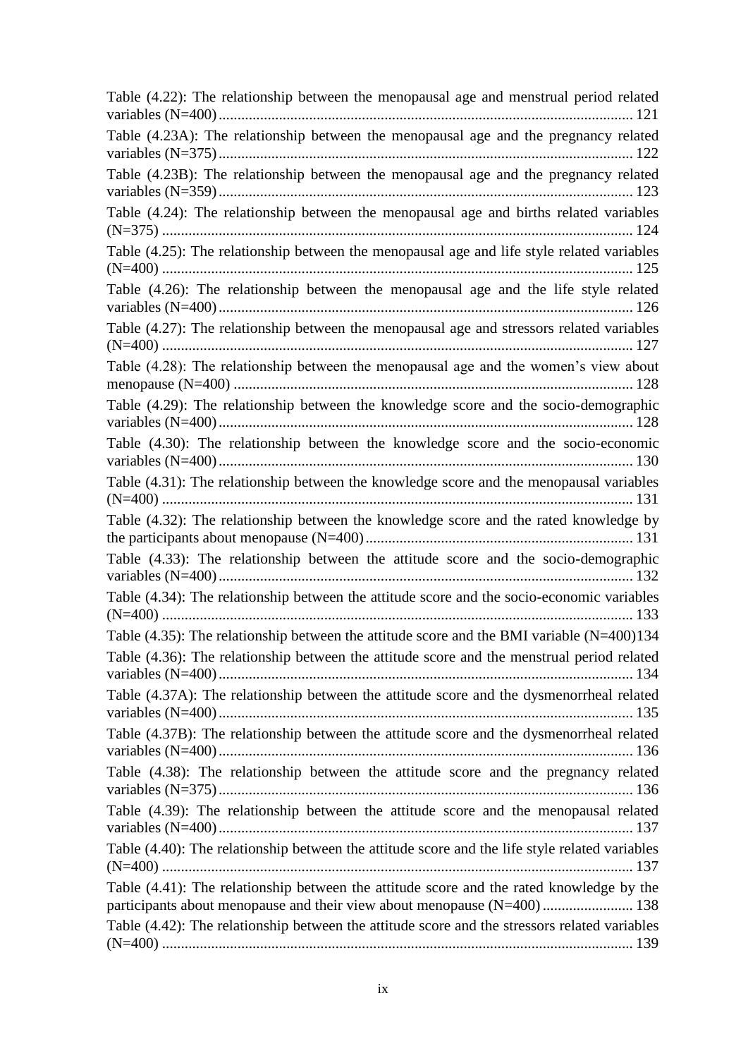Table (4.22): The relationship between the menopausal age and menstrual period related variables (N=400) ........ 121

Table (4.23A): The relationship between the menopausal age and the pregnancy related variables (N=375) ........ 122

Table (4.23B): The relationship between the menopausal age and the pregnancy related variables (N=359) ........ 123

Table (4.24): The relationship between the menopausal age and births related variables (N=375) ........ 124

Table (4.25): The relationship between the menopausal age and life style related variables (N=400) ........ 125

Table (4.26): The relationship between the menopausal age and the life style related variables (N=400) ........ 126

Table (4.27): The relationship between the menopausal age and stressors related variables (N=400) ........ 127

Table (4.28): The relationship between the menopausal age and the women's view about menopause (N=400) ........ 128

Table (4.29): The relationship between the knowledge score and the socio-demographic variables (N=400) ........ 128

Table (4.30): The relationship between the knowledge score and the socio-economic variables (N=400) ........ 130

Table (4.31): The relationship between the knowledge score and the menopausal variables (N=400) ........ 131

Table (4.32): The relationship between the knowledge score and the rated knowledge by the participants about menopause (N=400) ........ 131

Table (4.33): The relationship between the attitude score and the socio-demographic variables (N=400) ........ 132

Table (4.34): The relationship between the attitude score and the socio-economic variables (N=400) ........ 133

Table (4.35): The relationship between the attitude score and the BMI variable (N=400) 134

Table (4.36): The relationship between the attitude score and the menstrual period related variables (N=400) ........ 134

Table (4.37A): The relationship between the attitude score and the dysmenorrheal related variables (N=400) ........ 135

Table (4.37B): The relationship between the attitude score and the dysmenorrheal related variables (N=400) ........ 136

Table (4.38): The relationship between the attitude score and the pregnancy related variables (N=375) ........ 136

Table (4.39): The relationship between the attitude score and the menopausal related variables (N=400) ........ 137

Table (4.40): The relationship between the attitude score and the life style related variables (N=400) ........ 137

Table (4.41): The relationship between the attitude score and the rated knowledge by the participants about menopause and their view about menopause (N=400) ........ 138

Table (4.42): The relationship between the attitude score and the stressors related variables (N=400) ........ 139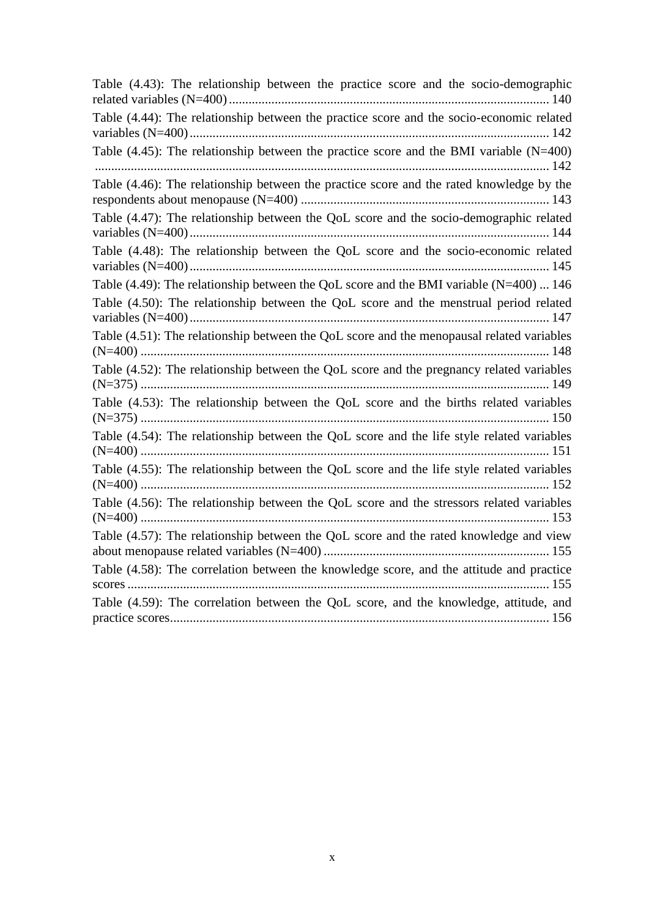Table (4.43): The relationship between the practice score and the socio-demographic related variables (N=400) ..... 140

Table (4.44): The relationship between the practice score and the socio-economic related variables (N=400) ..... 142

Table (4.45): The relationship between the practice score and the BMI variable (N=400) ..... 142

Table (4.46): The relationship between the practice score and the rated knowledge by the respondents about menopause (N=400) ..... 143

Table (4.47): The relationship between the QoL score and the socio-demographic related variables (N=400) ..... 144

Table (4.48): The relationship between the QoL score and the socio-economic related variables (N=400) ..... 145

Table (4.49): The relationship between the QoL score and the BMI variable (N=400) ... 146

Table (4.50): The relationship between the QoL score and the menstrual period related variables (N=400) ..... 147

Table (4.51): The relationship between the QoL score and the menopausal related variables (N=400) ..... 148

Table (4.52): The relationship between the QoL score and the pregnancy related variables (N=375) ..... 149

Table (4.53): The relationship between the QoL score and the births related variables (N=375) ..... 150

Table (4.54): The relationship between the QoL score and the life style related variables (N=400) ..... 151

Table (4.55): The relationship between the QoL score and the life style related variables (N=400) ..... 152

Table (4.56): The relationship between the QoL score and the stressors related variables (N=400) ..... 153

Table (4.57): The relationship between the QoL score and the rated knowledge and view about menopause related variables (N=400) ..... 155

Table (4.58): The correlation between the knowledge score, and the attitude and practice scores ..... 155

Table (4.59): The correlation between the QoL score, and the knowledge, attitude, and practice scores ..... 156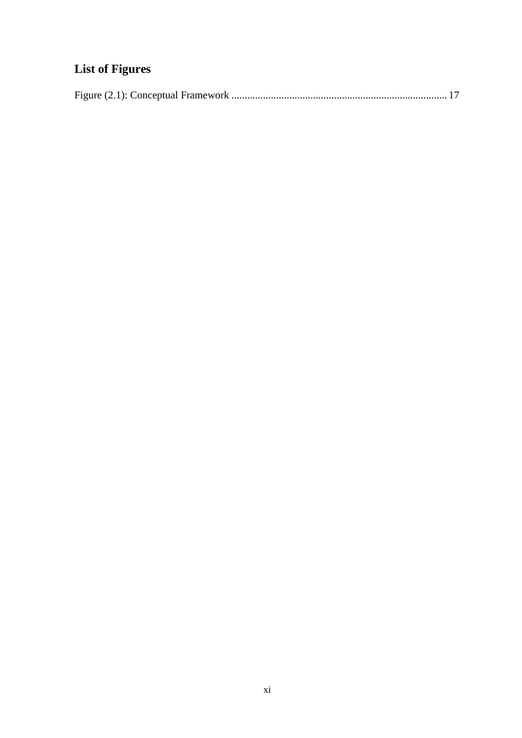## List of Figures

Figure (2.1): Conceptual Framework .................................................................................. 17